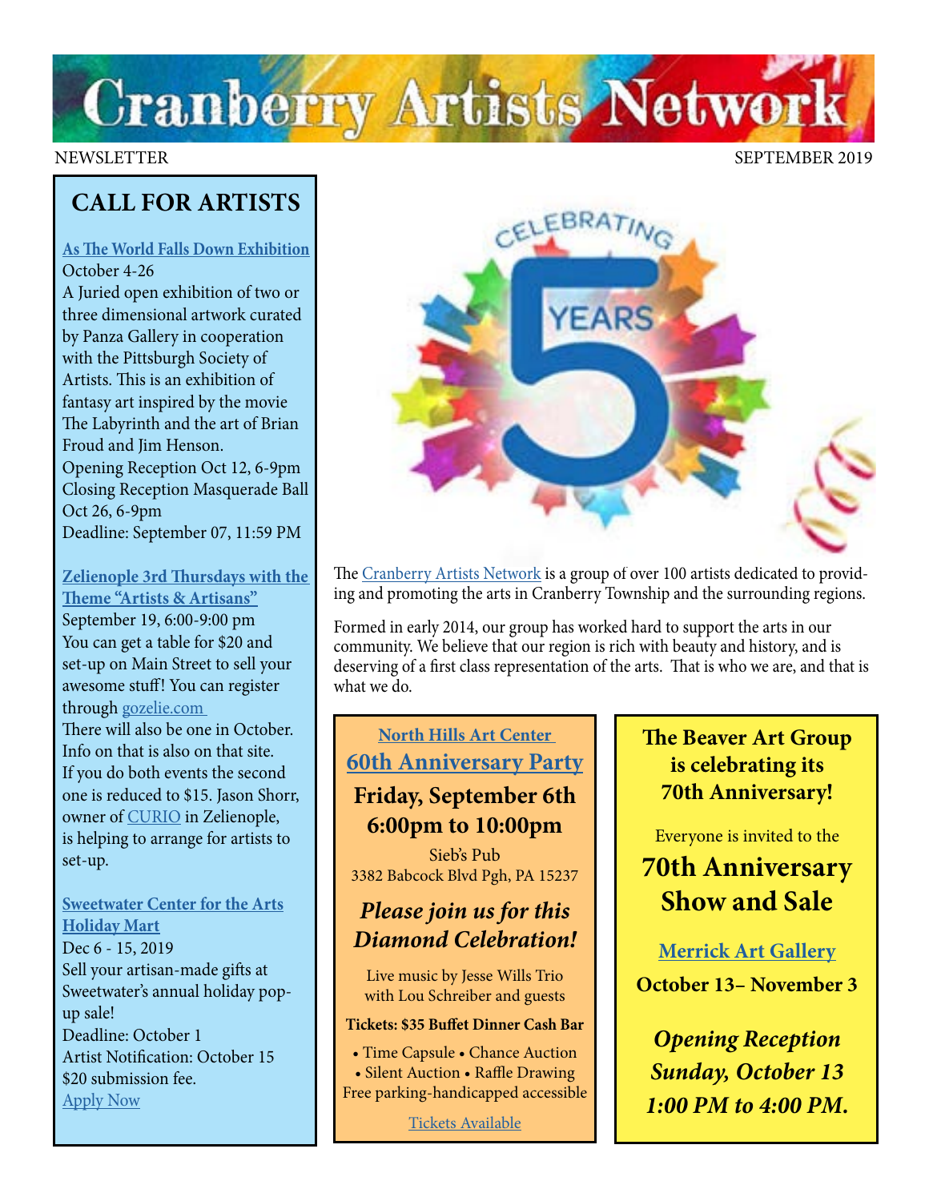# Cranberry Artists Network

NEWSLETTER SEPTEMBER 2019

## CALL FOR ARTISTS

**As The World Falls Down Exhibition**
October 4-26
A Juried open exhibition of two or three dimensional artwork curated by Panza Gallery in cooperation with the Pittsburgh Society of Artists. This is an exhibition of fantasy art inspired by the movie The Labyrinth and the art of Brian Froud and Jim Henson.
Opening Reception Oct 12, 6-9pm
Closing Reception Masquerade Ball Oct 26, 6-9pm
Deadline: September 07, 11:59 PM

**Zelienople 3rd Thursdays with the Theme "Artists & Artisans"**
September 19, 6:00-9:00 pm
You can get a table for $20 and set-up on Main Street to sell your awesome stuff! You can register through gozelie.com
There will also be one in October. Info on that is also on that site. If you do both events the second one is reduced to $15. Jason Shorr, owner of CURIO in Zelienople, is helping to arrange for artists to set-up.

**Sweetwater Center for the Arts Holiday Mart**
Dec 6 - 15, 2019
Sell your artisan-made gifts at Sweetwater's annual holiday pop-up sale!
Deadline: October 1
Artist Notification: October 15
$20 submission fee.
Apply Now

CELEBRATING 5 YEARS

The Cranberry Artists Network is a group of over 100 artists dedicated to providing and promoting the arts in Cranberry Township and the surrounding regions.

Formed in early 2014, our group has worked hard to support the arts in our community. We believe that our region is rich with beauty and history, and is deserving of a first class representation of the arts. That is who we are, and that is what we do.

**North Hills Art Center**
**60th Anniversary Party**

**Friday, September 6th**
**6:00pm to 10:00pm**

Sieb's Pub
3382 Babcock Blvd Pgh, PA 15237

***Please join us for this Diamond Celebration!***

Live music by Jesse Wills Trio with Lou Schreiber and guests

**Tickets: $35 Buffet Dinner Cash Bar**

- Time Capsule • Chance Auction
- Silent Auction • Raffle Drawing

Free parking-handicapped accessible

Tickets Available

**The Beaver Art Group is celebrating its 70th Anniversary!**

Everyone is invited to the

**70th Anniversary Show and Sale**

**Merrick Art Gallery**

**October 13– November 3**

***Opening Reception Sunday, October 13 1:00 PM to 4:00 PM.***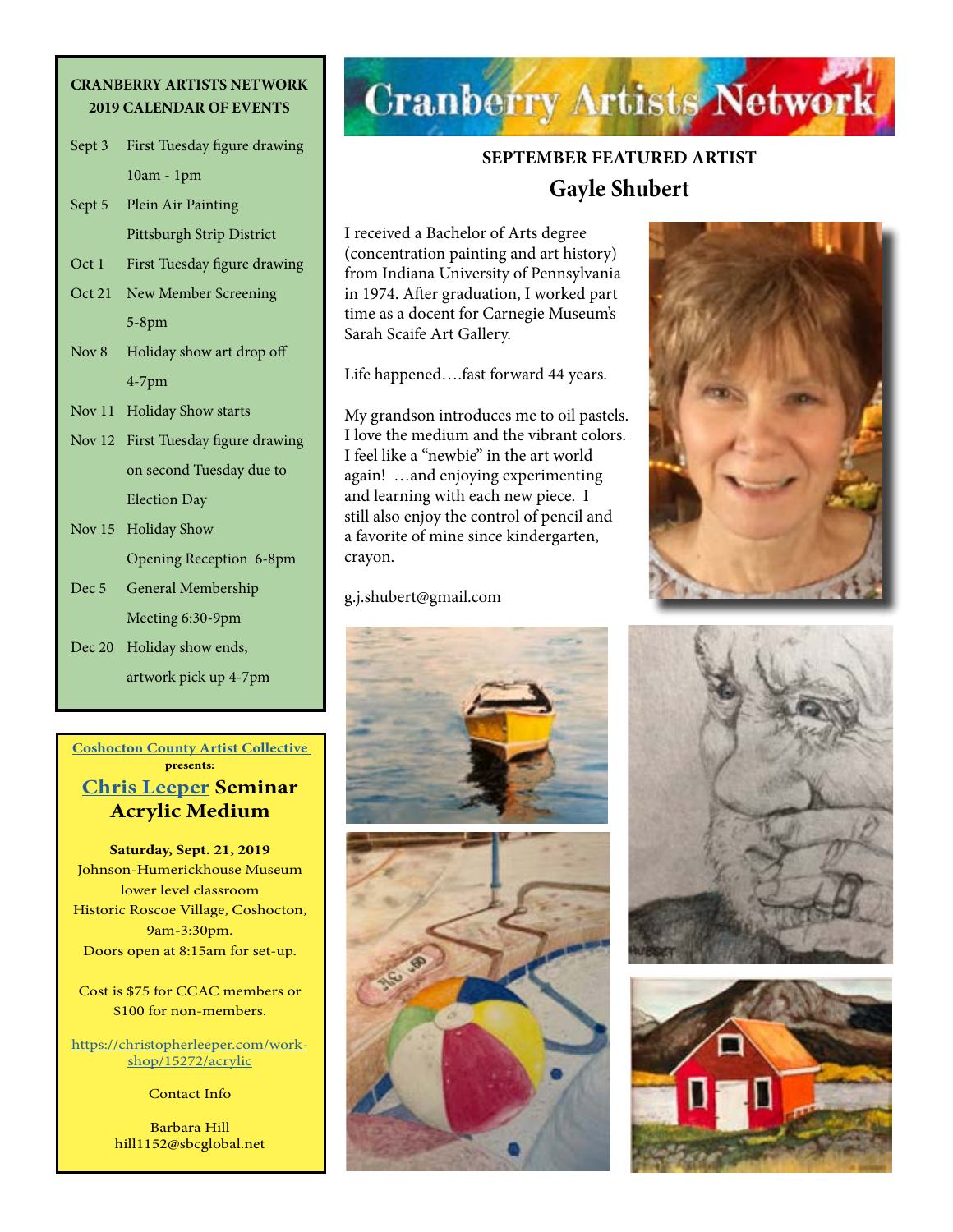# Cranberry Artists Network

## SEPTEMBER FEATURED ARTIST

## Gayle Shubert

I received a Bachelor of Arts degree (concentration painting and art history) from Indiana University of Pennsylvania in 1974. After graduation, I worked part time as a docent for Carnegie Museum's Sarah Scaife Art Gallery.

Life happened….fast forward 44 years.

My grandson introduces me to oil pastels. I love the medium and the vibrant colors. I feel like a "newbie" in the art world again! …and enjoying experimenting and learning with each new piece. I still also enjoy the control of pencil and a favorite of mine since kindergarten, crayon.

g.j.shubert@gmail.com

**CRANBERRY ARTISTS NETWORK**
**2019 CALENDAR OF EVENTS**

| | |
|---|---|
| Sept 3 | First Tuesday figure drawing 10am - 1pm |
| Sept 5 | Plein Air Painting Pittsburgh Strip District |
| Oct 1 | First Tuesday figure drawing |
| Oct 21 | New Member Screening 5-8pm |
| Nov 8 | Holiday show art drop off 4-7pm |
| Nov 11 | Holiday Show starts |
| Nov 12 | First Tuesday figure drawing on second Tuesday due to Election Day |
| Nov 15 | Holiday Show Opening Reception 6-8pm |
| Dec 5 | General Membership Meeting 6:30-9pm |
| Dec 20 | Holiday show ends, artwork pick up 4-7pm |

**Coshocton County Artist Collective**
**presents:**

## Chris Leeper Seminar Acrylic Medium

**Saturday, Sept. 21, 2019**
Johnson-Humerickhouse Museum
lower level classroom
Historic Roscoe Village, Coshocton,
9am-3:30pm.
Doors open at 8:15am for set-up.

Cost is $75 for CCAC members or $100 for non-members.

https://christopherleeper.com/workshop/15272/acrylic

Contact Info

Barbara Hill
hill1152@sbcglobal.net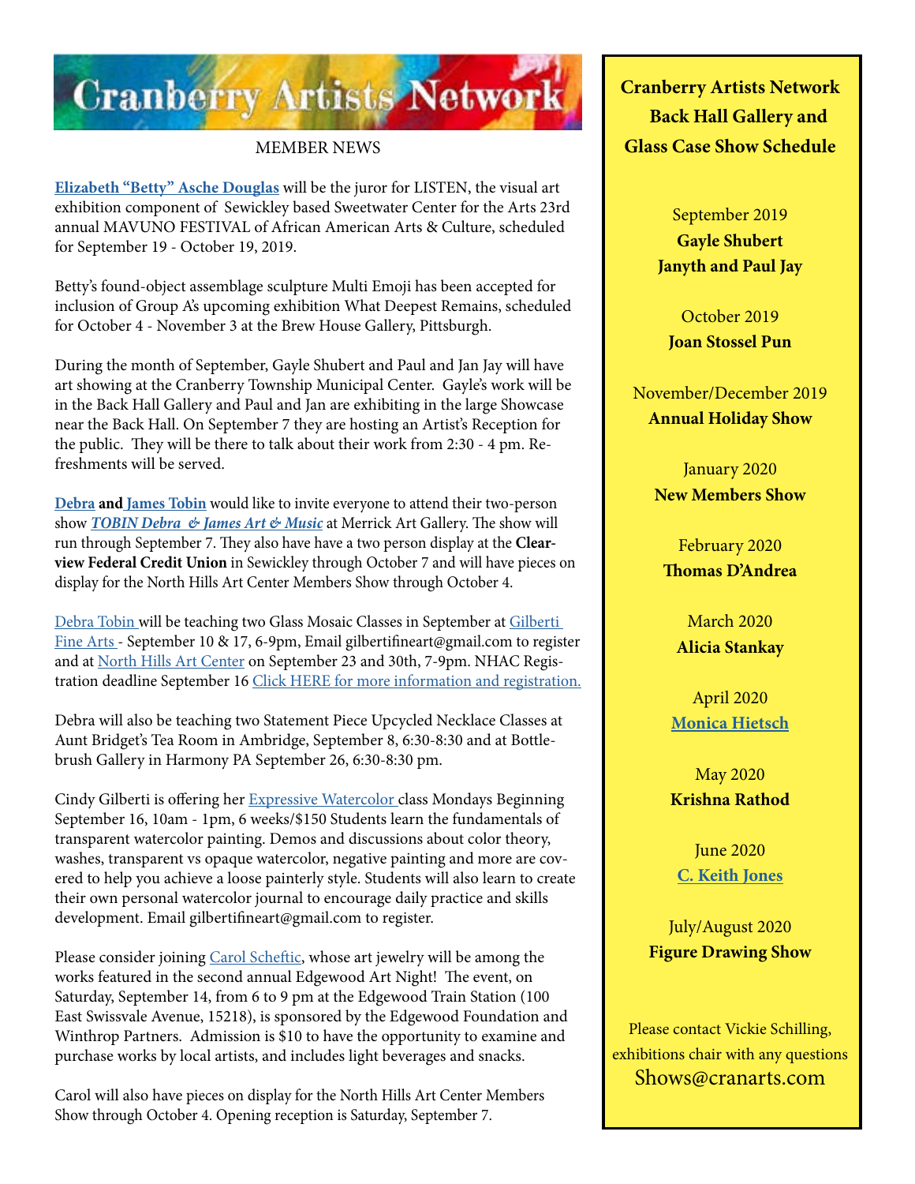# Cranberry Artists Network

MEMBER NEWS

**Elizabeth "Betty" Asche Douglas** will be the juror for LISTEN, the visual art exhibition component of Sewickley based Sweetwater Center for the Arts 23rd annual MAVUNO FESTIVAL of African American Arts & Culture, scheduled for September 19 - October 19, 2019.

Betty's found-object assemblage sculpture Multi Emoji has been accepted for inclusion of Group A's upcoming exhibition What Deepest Remains, scheduled for October 4 - November 3 at the Brew House Gallery, Pittsburgh.

During the month of September, Gayle Shubert and Paul and Jan Jay will have art showing at the Cranberry Township Municipal Center. Gayle's work will be in the Back Hall Gallery and Paul and Jan are exhibiting in the large Showcase near the Back Hall. On September 7 they are hosting an Artist's Reception for the public. They will be there to talk about their work from 2:30 - 4 pm. Refreshments will be served.

**Debra and James Tobin** would like to invite everyone to attend their two-person show ***TOBIN Debra & James Art & Music*** at Merrick Art Gallery. The show will run through September 7. They also have have a two person display at the **Clearview Federal Credit Union** in Sewickley through October 7 and will have pieces on display for the North Hills Art Center Members Show through October 4.

Debra Tobin will be teaching two Glass Mosaic Classes in September at Gilberti Fine Arts - September 10 & 17, 6-9pm, Email gilbertifineart@gmail.com to register and at North Hills Art Center on September 23 and 30th, 7-9pm. NHAC Registration deadline September 16 Click HERE for more information and registration.

Debra will also be teaching two Statement Piece Upcycled Necklace Classes at Aunt Bridget's Tea Room in Ambridge, September 8, 6:30-8:30 and at Bottlebrush Gallery in Harmony PA September 26, 6:30-8:30 pm.

Cindy Gilberti is offering her Expressive Watercolor class Mondays Beginning September 16, 10am - 1pm, 6 weeks/$150 Students learn the fundamentals of transparent watercolor painting. Demos and discussions about color theory, washes, transparent vs opaque watercolor, negative painting and more are covered to help you achieve a loose painterly style. Students will also learn to create their own personal watercolor journal to encourage daily practice and skills development. Email gilbertifineart@gmail.com to register.

Please consider joining Carol Scheftic, whose art jewelry will be among the works featured in the second annual Edgewood Art Night! The event, on Saturday, September 14, from 6 to 9 pm at the Edgewood Train Station (100 East Swissvale Avenue, 15218), is sponsored by the Edgewood Foundation and Winthrop Partners. Admission is $10 to have the opportunity to examine and purchase works by local artists, and includes light beverages and snacks.

Carol will also have pieces on display for the North Hills Art Center Members Show through October 4. Opening reception is Saturday, September 7.

## Cranberry Artists Network Back Hall Gallery and Glass Case Show Schedule

September 2019
**Gayle Shubert**
**Janyth and Paul Jay**

October 2019
**Joan Stossel Pun**

November/December 2019
**Annual Holiday Show**

January 2020
**New Members Show**

February 2020
**Thomas D'Andrea**

March 2020
**Alicia Stankay**

April 2020
**Monica Hietsch**

May 2020
**Krishna Rathod**

June 2020
**C. Keith Jones**

July/August 2020
**Figure Drawing Show**

Please contact Vickie Schilling, exhibitions chair with any questions
Shows@cranarts.com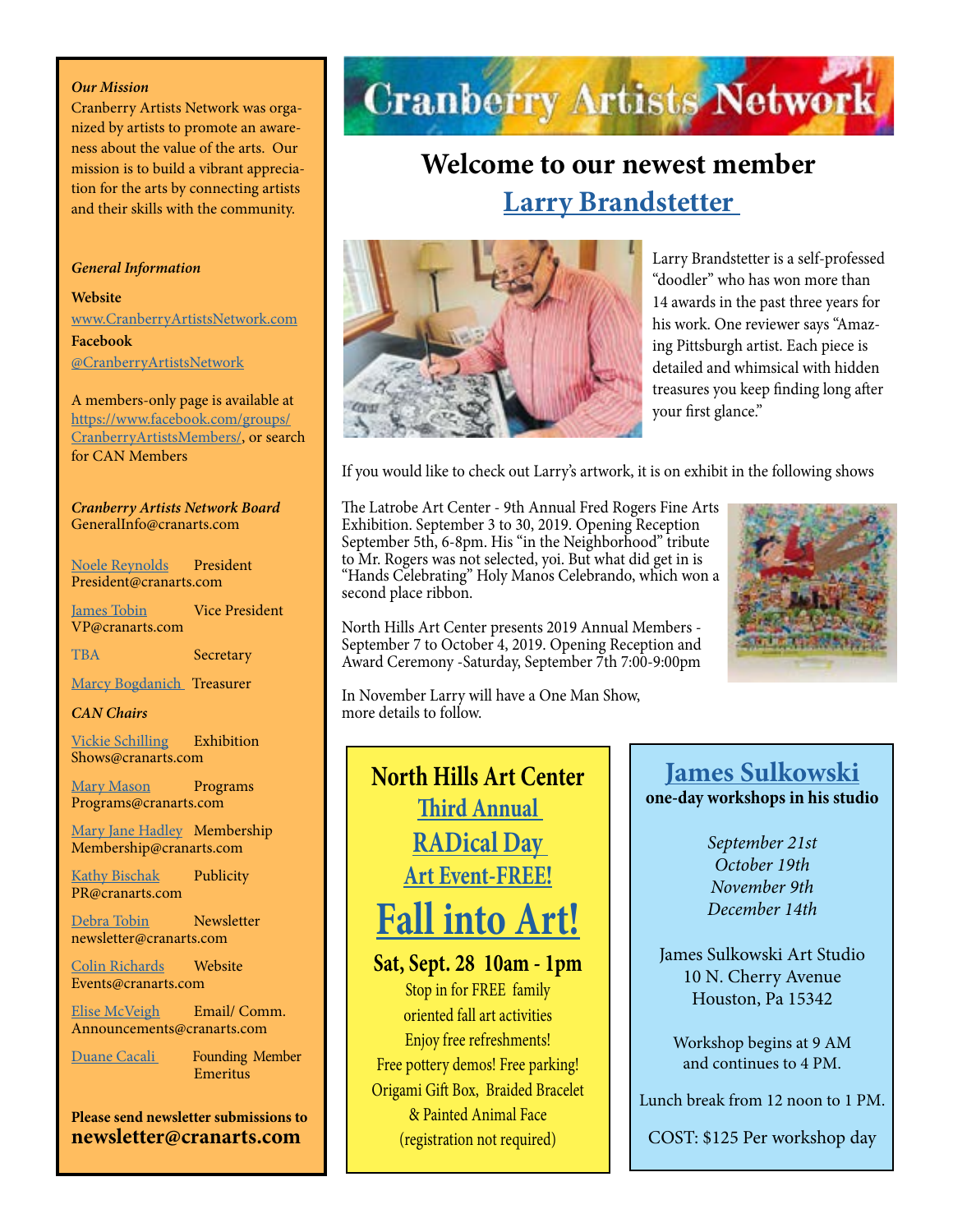# Cranberry Artists Network

## Welcome to our newest member

## Larry Brandstetter

Larry Brandstetter is a self-professed "doodler" who has won more than 14 awards in the past three years for his work. One reviewer says "Amazing Pittsburgh artist. Each piece is detailed and whimsical with hidden treasures you keep finding long after your first glance."

If you would like to check out Larry's artwork, it is on exhibit in the following shows

The Latrobe Art Center - 9th Annual Fred Rogers Fine Arts Exhibition. September 3 to 30, 2019. Opening Reception September 5th, 6-8pm. His "in the Neighborhood" tribute to Mr. Rogers was not selected, yoi. But what did get in is "Hands Celebrating" Holy Manos Celebrando, which won a second place ribbon.

North Hills Art Center presents 2019 Annual Members - September 7 to October 4, 2019. Opening Reception and Award Ceremony -Saturday, September 7th 7:00-9:00pm

In November Larry will have a One Man Show, more details to follow.

### North Hills Art Center

**Third Annual RADical Day Art Event-FREE!**

## Fall into Art!

**Sat, Sept. 28 10am - 1pm**

Stop in for FREE family oriented fall art activities
Enjoy free refreshments!
Free pottery demos! Free parking!
Origami Gift Box, Braided Bracelet & Painted Animal Face
(registration not required)

### James Sulkowski

**one-day workshops in his studio**

*September 21st*
*October 19th*
*November 9th*
*December 14th*

James Sulkowski Art Studio
10 N. Cherry Avenue
Houston, Pa 15342

Workshop begins at 9 AM and continues to 4 PM.

Lunch break from 12 noon to 1 PM.

COST: $125 Per workshop day

---

***Our Mission***

Cranberry Artists Network was organized by artists to promote an awareness about the value of the arts. Our mission is to build a vibrant appreciation for the arts by connecting artists and their skills with the community.

***General Information***

**Website**
www.CranberryArtistsNetwork.com
**Facebook**
@CranberryArtistsNetwork

A members-only page is available at https://www.facebook.com/groups/CranberryArtistsMembers/, or search for CAN Members

***Cranberry Artists Network Board***
GeneralInfo@cranarts.com

Noele Reynolds — President
President@cranarts.com

James Tobin — Vice President
VP@cranarts.com

TBA — Secretary

Marcy Bogdanich — Treasurer

***CAN Chairs***

Vickie Schilling — Exhibition
Shows@cranarts.com

Mary Mason — Programs
Programs@cranarts.com

Mary Jane Hadley — Membership
Membership@cranarts.com

Kathy Bischak — Publicity
PR@cranarts.com

Debra Tobin — Newsletter
newsletter@cranarts.com

Colin Richards — Website
Events@cranarts.com

Elise McVeigh — Email/ Comm.
Announcements@cranarts.com

Duane Cacali — Founding Member Emeritus

**Please send newsletter submissions to**
**newsletter@cranarts.com**